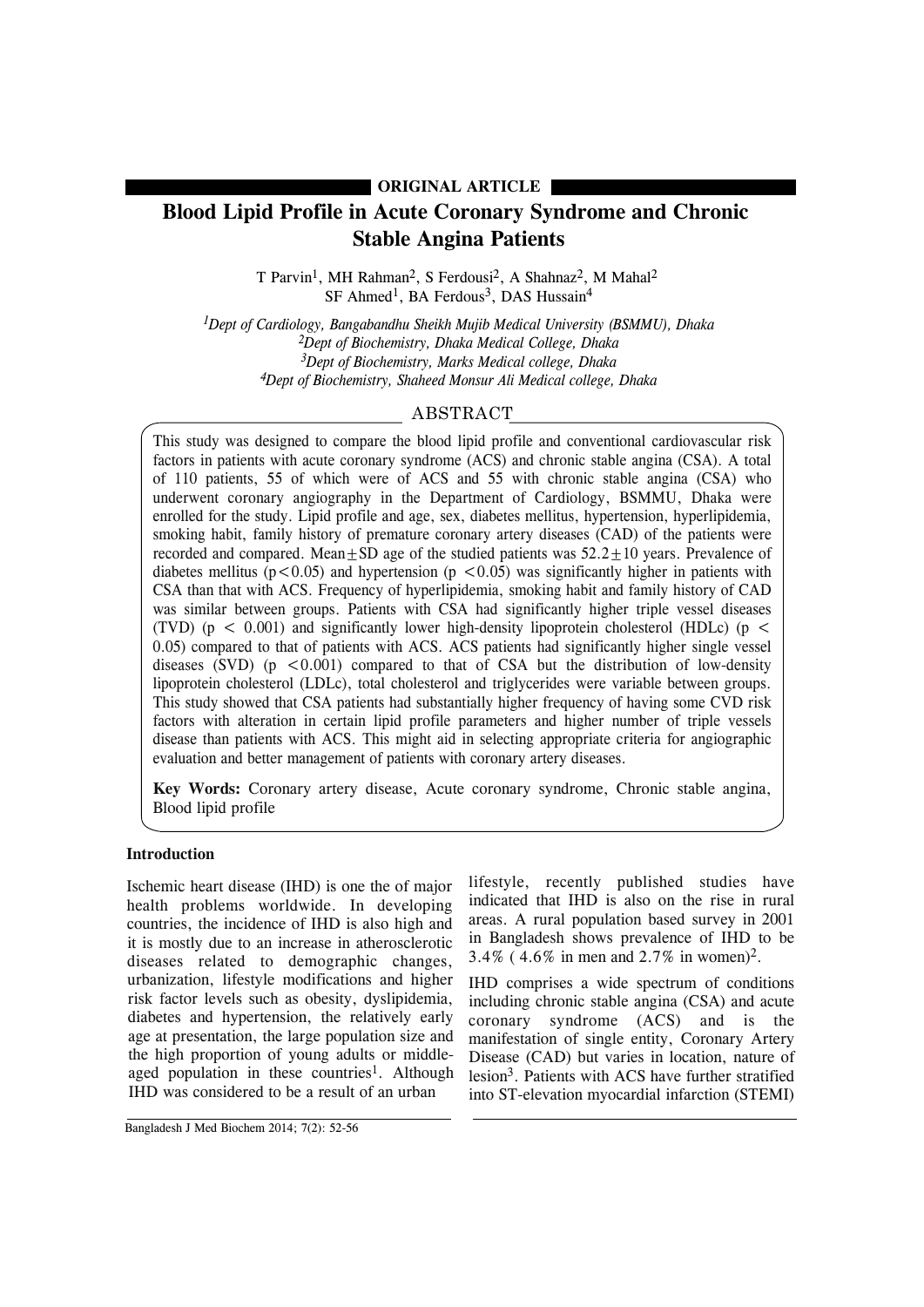**ORIGINAL ARTICLE**

# Blood Lipid Profile in Acute Coronary Syndrome and Chronic Stable Angina Patients

T Parvin[1], MH Rahman[2], S Ferdousi[2], A Shahnaz[2], M Mahal[2]
SF Ahmed[1], BA Ferdous[3], DAS Hussain[4]

*[1]Dept of Cardiology, Bangabandhu Sheikh Mujib Medical University (BSMMU), Dhaka*
*[2]Dept of Biochemistry, Dhaka Medical College, Dhaka*
*[3]Dept of Biochemistry, Marks Medical college, Dhaka*
*[4]Dept of Biochemistry, Shaheed Monsur Ali Medical college, Dhaka*

## ABSTRACT

This study was designed to compare the blood lipid profile and conventional cardiovascular risk factors in patients with acute coronary syndrome (ACS) and chronic stable angina (CSA). A total of 110 patients, 55 of which were of ACS and 55 with chronic stable angina (CSA) who underwent coronary angiography in the Department of Cardiology, BSMMU, Dhaka were enrolled for the study. Lipid profile and age, sex, diabetes mellitus, hypertension, hyperlipidemia, smoking habit, family history of premature coronary artery diseases (CAD) of the patients were recorded and compared. Mean±SD age of the studied patients was 52.2±10 years. Prevalence of diabetes mellitus ($p<0.05$) and hypertension ($p <0.05$) was significantly higher in patients with CSA than that with ACS. Frequency of hyperlipidemia, smoking habit and family history of CAD was similar between groups. Patients with CSA had significantly higher triple vessel diseases (TVD) ($p < 0.001$) and significantly lower high-density lipoprotein cholesterol (HDLc) ($p < 0.05$) compared to that of patients with ACS. ACS patients had significantly higher single vessel diseases (SVD) ($p <0.001$) compared to that of CSA but the distribution of low-density lipoprotein cholesterol (LDLc), total cholesterol and triglycerides were variable between groups. This study showed that CSA patients had substantially higher frequency of having some CVD risk factors with alteration in certain lipid profile parameters and higher number of triple vessels disease than patients with ACS. This might aid in selecting appropriate criteria for angiographic evaluation and better management of patients with coronary artery diseases.

**Key Words:** Coronary artery disease, Acute coronary syndrome, Chronic stable angina, Blood lipid profile

## Introduction

Ischemic heart disease (IHD) is one the of major health problems worldwide. In developing countries, the incidence of IHD is also high and it is mostly due to an increase in atherosclerotic diseases related to demographic changes, urbanization, lifestyle modifications and higher risk factor levels such as obesity, dyslipidemia, diabetes and hypertension, the relatively early age at presentation, the large population size and the high proportion of young adults or middle-aged population in these countries[1]. Although IHD was considered to be a result of an urban lifestyle, recently published studies have indicated that IHD is also on the rise in rural areas. A rural population based survey in 2001 in Bangladesh shows prevalence of IHD to be 3.4% ( 4.6% in men and 2.7% in women)[2].

IHD comprises a wide spectrum of conditions including chronic stable angina (CSA) and acute coronary syndrome (ACS) and is the manifestation of single entity, Coronary Artery Disease (CAD) but varies in location, nature of lesion[3]. Patients with ACS have further stratified into ST-elevation myocardial infarction (STEMI)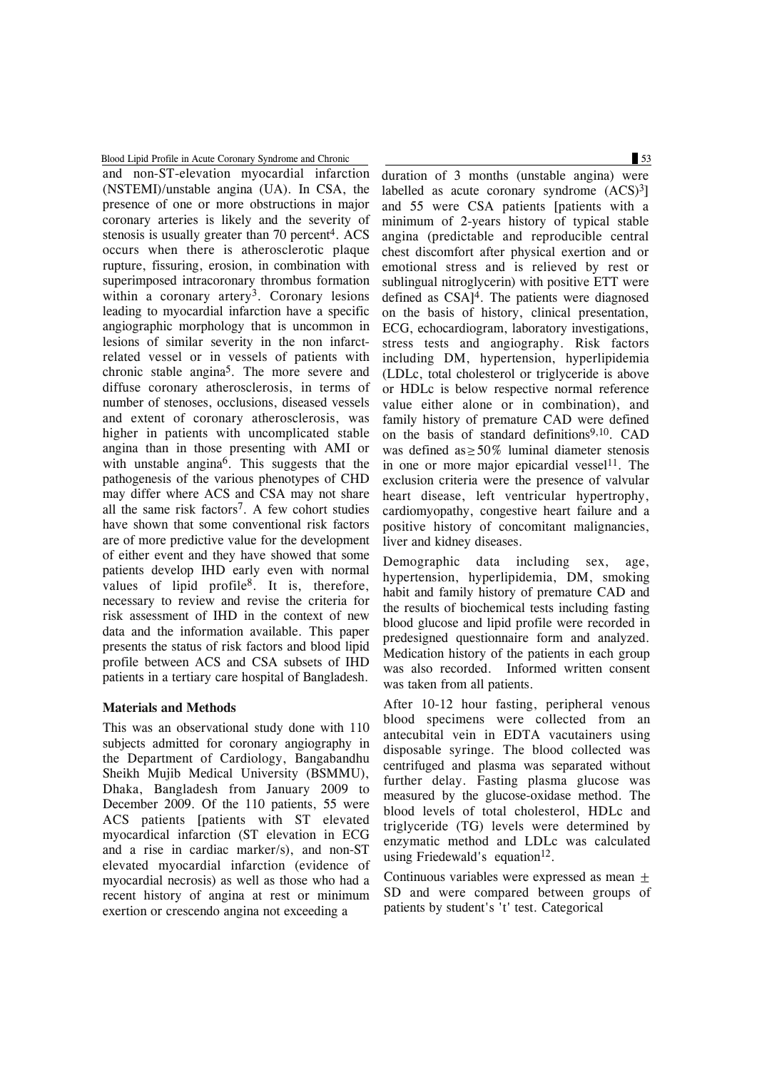and non-ST-elevation myocardial infarction (NSTEMI)/unstable angina (UA). In CSA, the presence of one or more obstructions in major coronary arteries is likely and the severity of stenosis is usually greater than 70 percent[4]. ACS occurs when there is atherosclerotic plaque rupture, fissuring, erosion, in combination with superimposed intracoronary thrombus formation within a coronary artery[3]. Coronary lesions leading to myocardial infarction have a specific angiographic morphology that is uncommon in lesions of similar severity in the non infarct-related vessel or in vessels of patients with chronic stable angina[5]. The more severe and diffuse coronary atherosclerosis, in terms of number of stenoses, occlusions, diseased vessels and extent of coronary atherosclerosis, was higher in patients with uncomplicated stable angina than in those presenting with AMI or with unstable angina[6]. This suggests that the pathogenesis of the various phenotypes of CHD may differ where ACS and CSA may not share all the same risk factors[7]. A few cohort studies have shown that some conventional risk factors are of more predictive value for the development of either event and they have showed that some patients develop IHD early even with normal values of lipid profile[8]. It is, therefore, necessary to review and revise the criteria for risk assessment of IHD in the context of new data and the information available. This paper presents the status of risk factors and blood lipid profile between ACS and CSA subsets of IHD patients in a tertiary care hospital of Bangladesh.

## Materials and Methods

This was an observational study done with 110 subjects admitted for coronary angiography in the Department of Cardiology, Bangabandhu Sheikh Mujib Medical University (BSMMU), Dhaka, Bangladesh from January 2009 to December 2009. Of the 110 patients, 55 were ACS patients [patients with ST elevated myocardial infarction (ST elevation in ECG and a rise in cardiac marker/s), and non-ST elevated myocardial infarction (evidence of myocardial necrosis) as well as those who had a recent history of angina at rest or minimum exertion or crescendo angina not exceeding a duration of 3 months (unstable angina) were labelled as acute coronary syndrome (ACS)[3]] and 55 were CSA patients [patients with a minimum of 2-years history of typical stable angina (predictable and reproducible central chest discomfort after physical exertion and or emotional stress and is relieved by rest or sublingual nitroglycerin) with positive ETT were defined as CSA][4]. The patients were diagnosed on the basis of history, clinical presentation, ECG, echocardiogram, laboratory investigations, stress tests and angiography. Risk factors including DM, hypertension, hyperlipidemia (LDLc, total cholesterol or triglyceride is above or HDLc is below respective normal reference value either alone or in combination), and family history of premature CAD were defined on the basis of standard definitions[9,10]. CAD was defined as $\geq 50\%$ luminal diameter stenosis in one or more major epicardial vessel[11]. The exclusion criteria were the presence of valvular heart disease, left ventricular hypertrophy, cardiomyopathy, congestive heart failure and a positive history of concomitant malignancies, liver and kidney diseases.

Demographic data including sex, age, hypertension, hyperlipidemia, DM, smoking habit and family history of premature CAD and the results of biochemical tests including fasting blood glucose and lipid profile were recorded in predesigned questionnaire form and analyzed. Medication history of the patients in each group was also recorded. Informed written consent was taken from all patients.

After 10-12 hour fasting, peripheral venous blood specimens were collected from an antecubital vein in EDTA vacutainers using disposable syringe. The blood collected was centrifuged and plasma was separated without further delay. Fasting plasma glucose was measured by the glucose-oxidase method. The blood levels of total cholesterol, HDLc and triglyceride (TG) levels were determined by enzymatic method and LDLc was calculated using Friedewald's equation[12].

Continuous variables were expressed as mean $\pm$ SD and were compared between groups of patients by student's 't' test. Categorical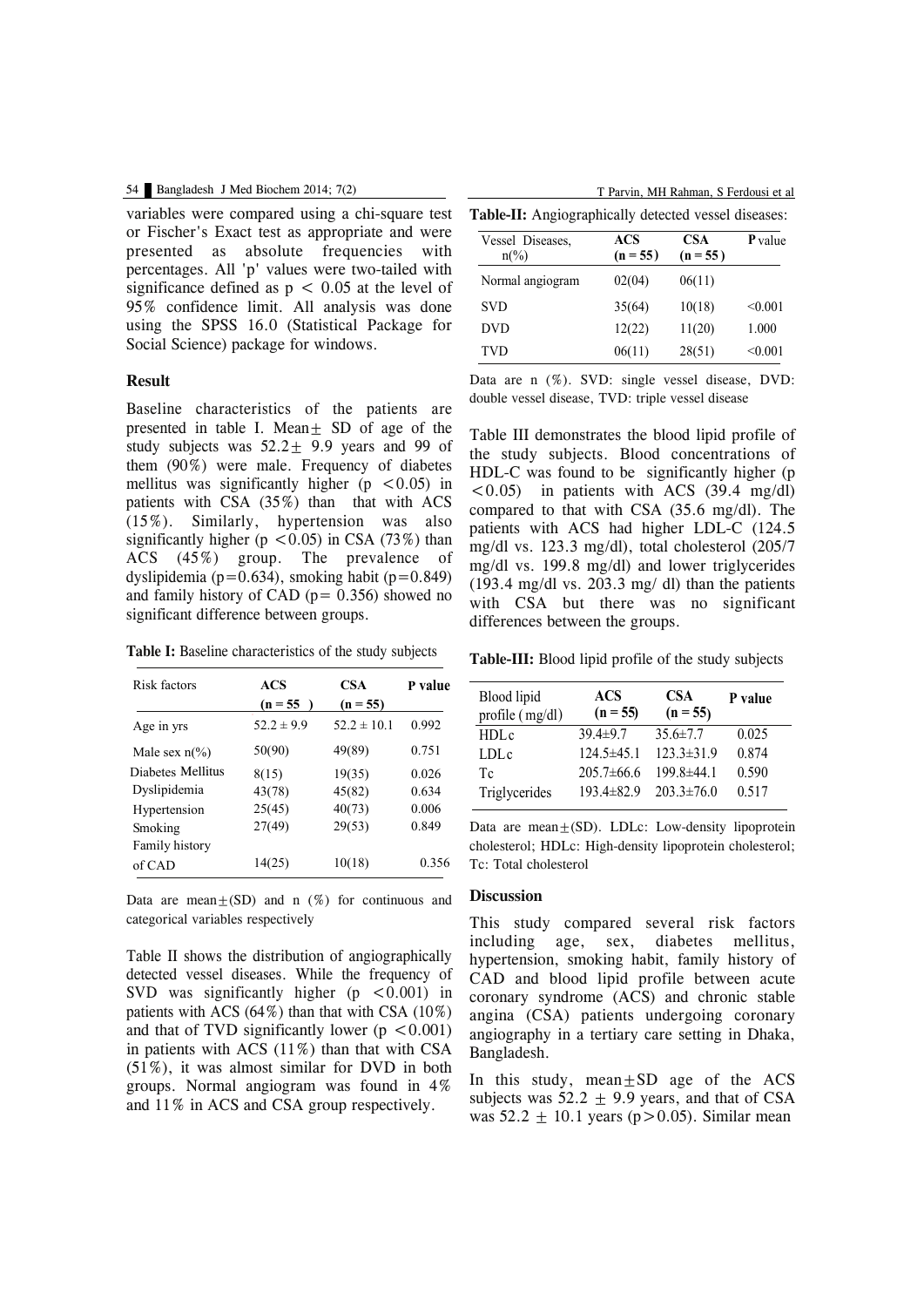variables were compared using a chi-square test or Fischer's Exact test as appropriate and were presented as absolute frequencies with percentages. All 'p' values were two-tailed with significance defined as $p < 0.05$ at the level of 95% confidence limit. All analysis was done using the SPSS 16.0 (Statistical Package for Social Science) package for windows.

## Result

Baseline characteristics of the patients are presented in table I. Mean± SD of age of the study subjects was 52.2± 9.9 years and 99 of them (90%) were male. Frequency of diabetes mellitus was significantly higher ($p < 0.05$) in patients with CSA (35%) than that with ACS (15%). Similarly, hypertension was also significantly higher ($p < 0.05$) in CSA (73%) than ACS (45%) group. The prevalence of dyslipidemia ($p=0.634$), smoking habit ($p=0.849$) and family history of CAD ($p= 0.356$) showed no significant difference between groups.

**Table I:** Baseline characteristics of the study subjects

| Risk factors | ACS (n = 55) | CSA (n = 55) | P value |
|---|---|---|---|
| Age in yrs | 52.2 ± 9.9 | 52.2 ± 10.1 | 0.992 |
| Male sex n(%) | 50(90) | 49(89) | 0.751 |
| Diabetes Mellitus | 8(15) | 19(35) | 0.026 |
| Dyslipidemia | 43(78) | 45(82) | 0.634 |
| Hypertension | 25(45) | 40(73) | 0.006 |
| Smoking | 27(49) | 29(53) | 0.849 |
| Family history of CAD | 14(25) | 10(18) | 0.356 |

Data are mean±(SD) and n (%) for continuous and categorical variables respectively

Table II shows the distribution of angiographically detected vessel diseases. While the frequency of SVD was significantly higher ($p < 0.001$) in patients with ACS (64%) than that with CSA (10%) and that of TVD significantly lower ($p < 0.001$) in patients with ACS (11%) than that with CSA (51%), it was almost similar for DVD in both groups. Normal angiogram was found in 4% and 11% in ACS and CSA group respectively.

**Table-II:** Angiographically detected vessel diseases:

| Vessel Diseases, n(%) | ACS (n = 55) | CSA (n = 55) | P value |
|---|---|---|---|
| Normal angiogram | 02(04) | 06(11) | |
| SVD | 35(64) | 10(18) | <0.001 |
| DVD | 12(22) | 11(20) | 1.000 |
| TVD | 06(11) | 28(51) | <0.001 |

Data are n (%). SVD: single vessel disease, DVD: double vessel disease, TVD: triple vessel disease

Table III demonstrates the blood lipid profile of the study subjects. Blood concentrations of HDL-C was found to be significantly higher ($p < 0.05$) in patients with ACS (39.4 mg/dl) compared to that with CSA (35.6 mg/dl). The patients with ACS had higher LDL-C (124.5 mg/dl vs. 123.3 mg/dl), total cholesterol (205/7 mg/dl vs. 199.8 mg/dl) and lower triglycerides (193.4 mg/dl vs. 203.3 mg/ dl) than the patients with CSA but there was no significant differences between the groups.

**Table-III:** Blood lipid profile of the study subjects

| Blood lipid profile (mg/dl) | ACS (n = 55) | CSA (n = 55) | P value |
|---|---|---|---|
| HDLc | 39.4±9.7 | 35.6±7.7 | 0.025 |
| LDLc | 124.5±45.1 | 123.3±31.9 | 0.874 |
| Tc | 205.7±66.6 | 199.8±44.1 | 0.590 |
| Triglycerides | 193.4±82.9 | 203.3±76.0 | 0.517 |

Data are mean±(SD). LDLc: Low-density lipoprotein cholesterol; HDLc: High-density lipoprotein cholesterol; Tc: Total cholesterol

## Discussion

This study compared several risk factors including age, sex, diabetes mellitus, hypertension, smoking habit, family history of CAD and blood lipid profile between acute coronary syndrome (ACS) and chronic stable angina (CSA) patients undergoing coronary angiography in a tertiary care setting in Dhaka, Bangladesh.

In this study, mean±SD age of the ACS subjects was 52.2 ± 9.9 years, and that of CSA was 52.2 ± 10.1 years ($p > 0.05$). Similar mean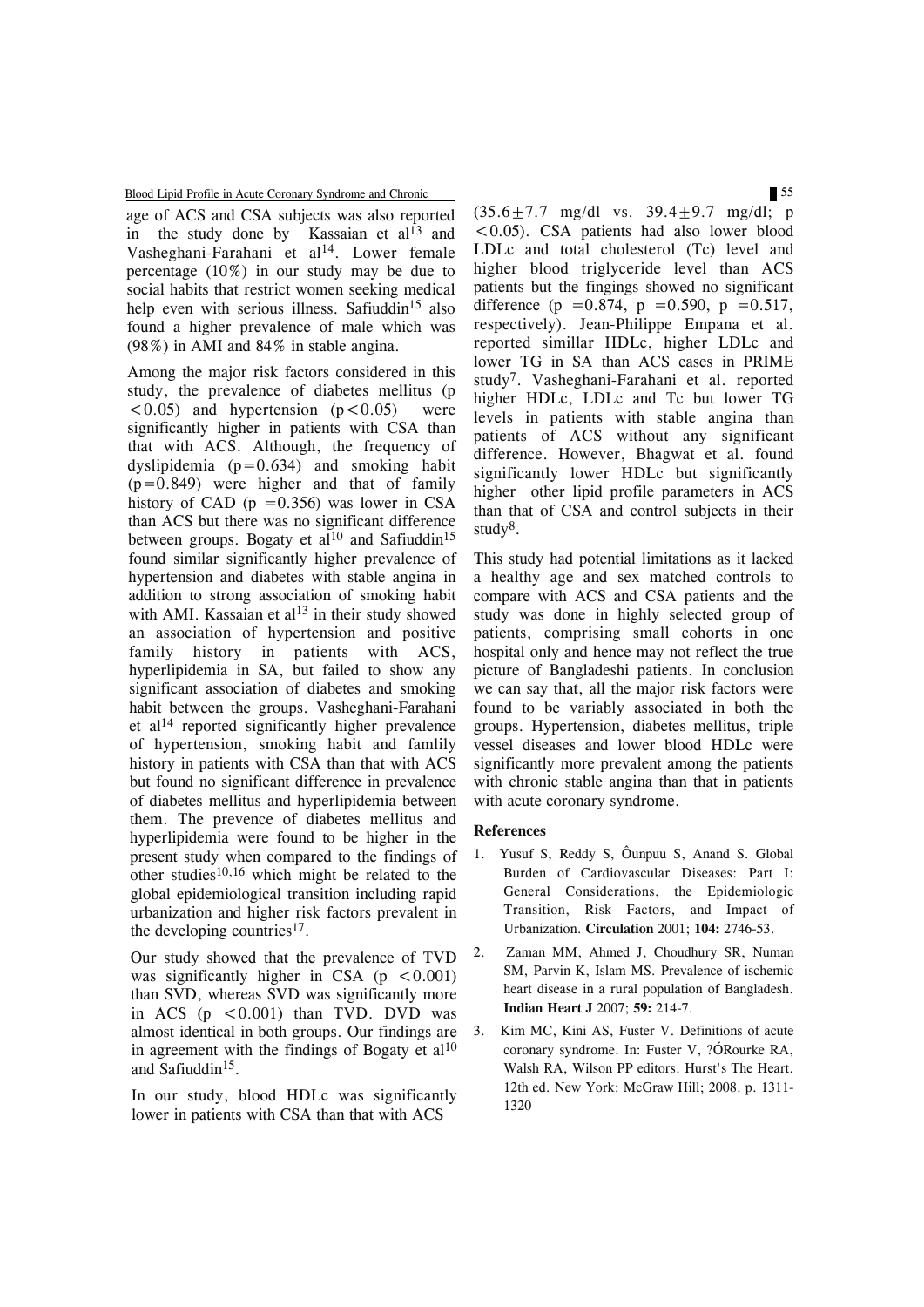age of ACS and CSA subjects was also reported in the study done by Kassaian et al[13] and Vasheghani-Farahani et al[14]. Lower female percentage (10%) in our study may be due to social habits that restrict women seeking medical help even with serious illness. Safiuddin[15] also found a higher prevalence of male which was (98%) in AMI and 84% in stable angina.

Among the major risk factors considered in this study, the prevalence of diabetes mellitus ($p < 0.05$) and hypertension ($p < 0.05$) were significantly higher in patients with CSA than that with ACS. Although, the frequency of dyslipidemia ($p = 0.634$) and smoking habit ($p = 0.849$) were higher and that of family history of CAD ($p = 0.356$) was lower in CSA than ACS but there was no significant difference between groups. Bogaty et al[10] and Safiuddin[15] found similar significantly higher prevalence of hypertension and diabetes with stable angina in addition to strong association of smoking habit with AMI. Kassaian et al[13] in their study showed an association of hypertension and positive family history in patients with ACS, hyperlipidemia in SA, but failed to show any significant association of diabetes and smoking habit between the groups. Vasheghani-Farahani et al[14] reported significantly higher prevalence of hypertension, smoking habit and famlily history in patients with CSA than that with ACS but found no significant difference in prevalence of diabetes mellitus and hyperlipidemia between them. The prevence of diabetes mellitus and hyperlipidemia were found to be higher in the present study when compared to the findings of other studies[10,16] which might be related to the global epidemiological transition including rapid urbanization and higher risk factors prevalent in the developing countries[17].

Our study showed that the prevalence of TVD was significantly higher in CSA ($p < 0.001$) than SVD, whereas SVD was significantly more in ACS ($p < 0.001$) than TVD. DVD was almost identical in both groups. Our findings are in agreement with the findings of Bogaty et al[10] and Safiuddin[15].

In our study, blood HDLc was significantly lower in patients with CSA than that with ACS ($35.6 \pm 7.7$ mg/dl vs. $39.4 \pm 9.7$ mg/dl; $p < 0.05$). CSA patients had also lower blood LDLc and total cholesterol (Tc) level and higher blood triglyceride level than ACS patients but the fingings showed no significant difference ($p = 0.874$, $p = 0.590$, $p = 0.517$, respectively). Jean-Philippe Empana et al. reported simillar HDLc, higher LDLc and lower TG in SA than ACS cases in PRIME study[7]. Vasheghani-Farahani et al. reported higher HDLc, LDLc and Tc but lower TG levels in patients with stable angina than patients of ACS without any significant difference. However, Bhagwat et al. found significantly lower HDLc but significantly higher other lipid profile parameters in ACS than that of CSA and control subjects in their study[8].

This study had potential limitations as it lacked a healthy age and sex matched controls to compare with ACS and CSA patients and the study was done in highly selected group of patients, comprising small cohorts in one hospital only and hence may not reflect the true picture of Bangladeshi patients. In conclusion we can say that, all the major risk factors were found to be variably associated in both the groups. Hypertension, diabetes mellitus, triple vessel diseases and lower blood HDLc were significantly more prevalent among the patients with chronic stable angina than that in patients with acute coronary syndrome.

## References

1. Yusuf S, Reddy S, Ôunpuu S, Anand S. Global Burden of Cardiovascular Diseases: Part I: General Considerations, the Epidemiologic Transition, Risk Factors, and Impact of Urbanization. **Circulation** 2001; **104:** 2746-53.
2. Zaman MM, Ahmed J, Choudhury SR, Numan SM, Parvin K, Islam MS. Prevalence of ischemic heart disease in a rural population of Bangladesh. **Indian Heart J** 2007; **59:** 214-7.
3. Kim MC, Kini AS, Fuster V. Definitions of acute coronary syndrome. In: Fuster V, ?ÓRourke RA, Walsh RA, Wilson PP editors. Hurst's The Heart. 12th ed. New York: McGraw Hill; 2008. p. 1311-1320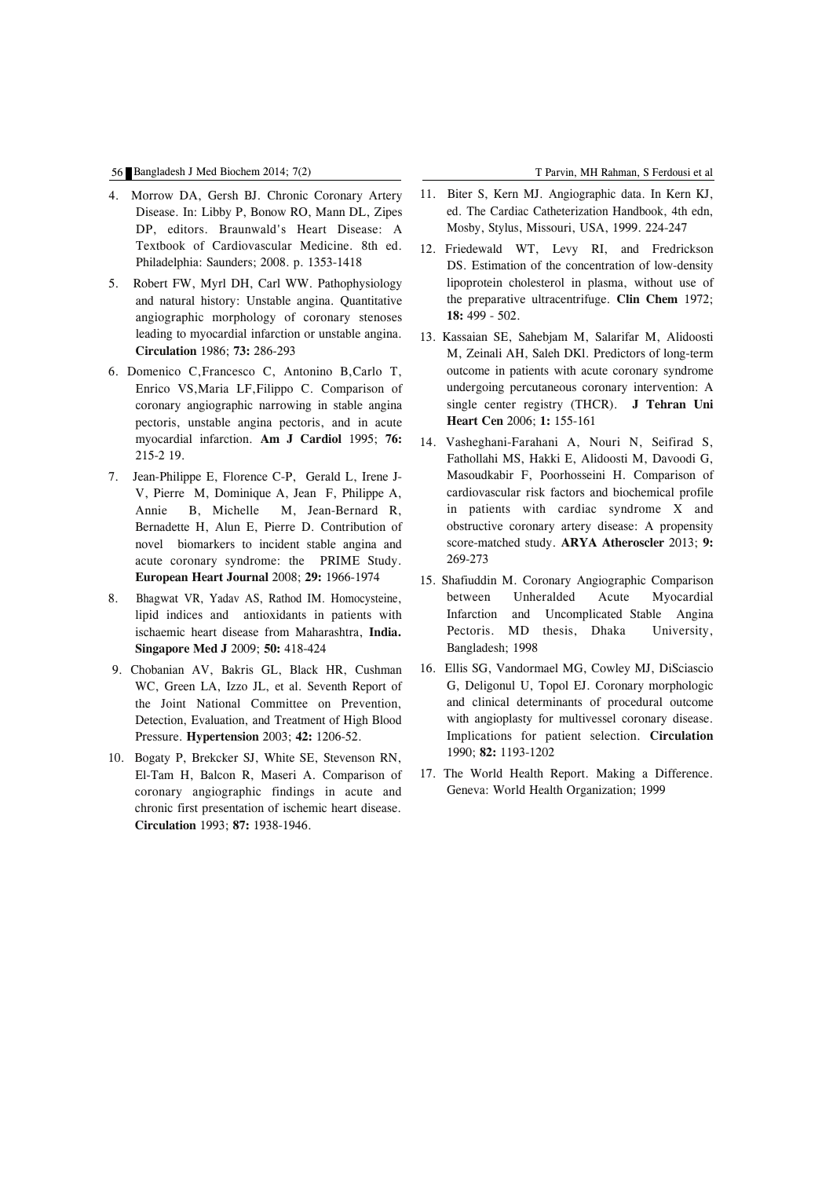4. Morrow DA, Gersh BJ. Chronic Coronary Artery Disease. In: Libby P, Bonow RO, Mann DL, Zipes DP, editors. Braunwald's Heart Disease: A Textbook of Cardiovascular Medicine. 8th ed. Philadelphia: Saunders; 2008. p. 1353-1418

5. Robert FW, Myrl DH, Carl WW. Pathophysiology and natural history: Unstable angina. Quantitative angiographic morphology of coronary stenoses leading to myocardial infarction or unstable angina. **Circulation** 1986; **73:** 286-293

6. Domenico C,Francesco C, Antonino B,Carlo T, Enrico VS,Maria LF,Filippo C. Comparison of coronary angiographic narrowing in stable angina pectoris, unstable angina pectoris, and in acute myocardial infarction. **Am J Cardiol** 1995; **76:** 215-2 19.

7. Jean-Philippe E, Florence C-P, Gerald L, Irene J-V, Pierre M, Dominique A, Jean F, Philippe A, Annie B, Michelle M, Jean-Bernard R, Bernadette H, Alun E, Pierre D. Contribution of novel biomarkers to incident stable angina and acute coronary syndrome: the PRIME Study. **European Heart Journal** 2008; **29:** 1966-1974

8. Bhagwat VR, Yadav AS, Rathod IM. Homocysteine, lipid indices and antioxidants in patients with ischaemic heart disease from Maharashtra, **India. Singapore Med J** 2009; **50:** 418-424

9. Chobanian AV, Bakris GL, Black HR, Cushman WC, Green LA, Izzo JL, et al. Seventh Report of the Joint National Committee on Prevention, Detection, Evaluation, and Treatment of High Blood Pressure. **Hypertension** 2003; **42:** 1206-52.

10. Bogaty P, Brekcker SJ, White SE, Stevenson RN, El-Tam H, Balcon R, Maseri A. Comparison of coronary angiographic findings in acute and chronic first presentation of ischemic heart disease. **Circulation** 1993; **87:** 1938-1946.

11. Biter S, Kern MJ. Angiographic data. In Kern KJ, ed. The Cardiac Catheterization Handbook, 4th edn, Mosby, Stylus, Missouri, USA, 1999. 224-247

12. Friedewald WT, Levy RI, and Fredrickson DS. Estimation of the concentration of low-density lipoprotein cholesterol in plasma, without use of the preparative ultracentrifuge. **Clin Chem** 1972; **18:** 499 - 502.

13. Kassaian SE, Sahebjam M, Salarifar M, Alidoosti M, Zeinali AH, Saleh DKl. Predictors of long-term outcome in patients with acute coronary syndrome undergoing percutaneous coronary intervention: A single center registry (THCR). **J Tehran Uni Heart Cen** 2006; **1:** 155-161

14. Vasheghani-Farahani A, Nouri N, Seifirad S, Fathollahi MS, Hakki E, Alidoosti M, Davoodi G, Masoudkabir F, Poorhosseini H. Comparison of cardiovascular risk factors and biochemical profile in patients with cardiac syndrome X and obstructive coronary artery disease: A propensity score-matched study. **ARYA Atheroscler** 2013; **9:** 269-273

15. Shafiuddin M. Coronary Angiographic Comparison between Unheralded Acute Myocardial Infarction and Uncomplicated Stable Angina Pectoris. MD thesis, Dhaka University, Bangladesh; 1998

16. Ellis SG, Vandormael MG, Cowley MJ, DiSciascio G, Deligonul U, Topol EJ. Coronary morphologic and clinical determinants of procedural outcome with angioplasty for multivessel coronary disease. Implications for patient selection. **Circulation** 1990; **82:** 1193-1202

17. The World Health Report. Making a Difference. Geneva: World Health Organization; 1999